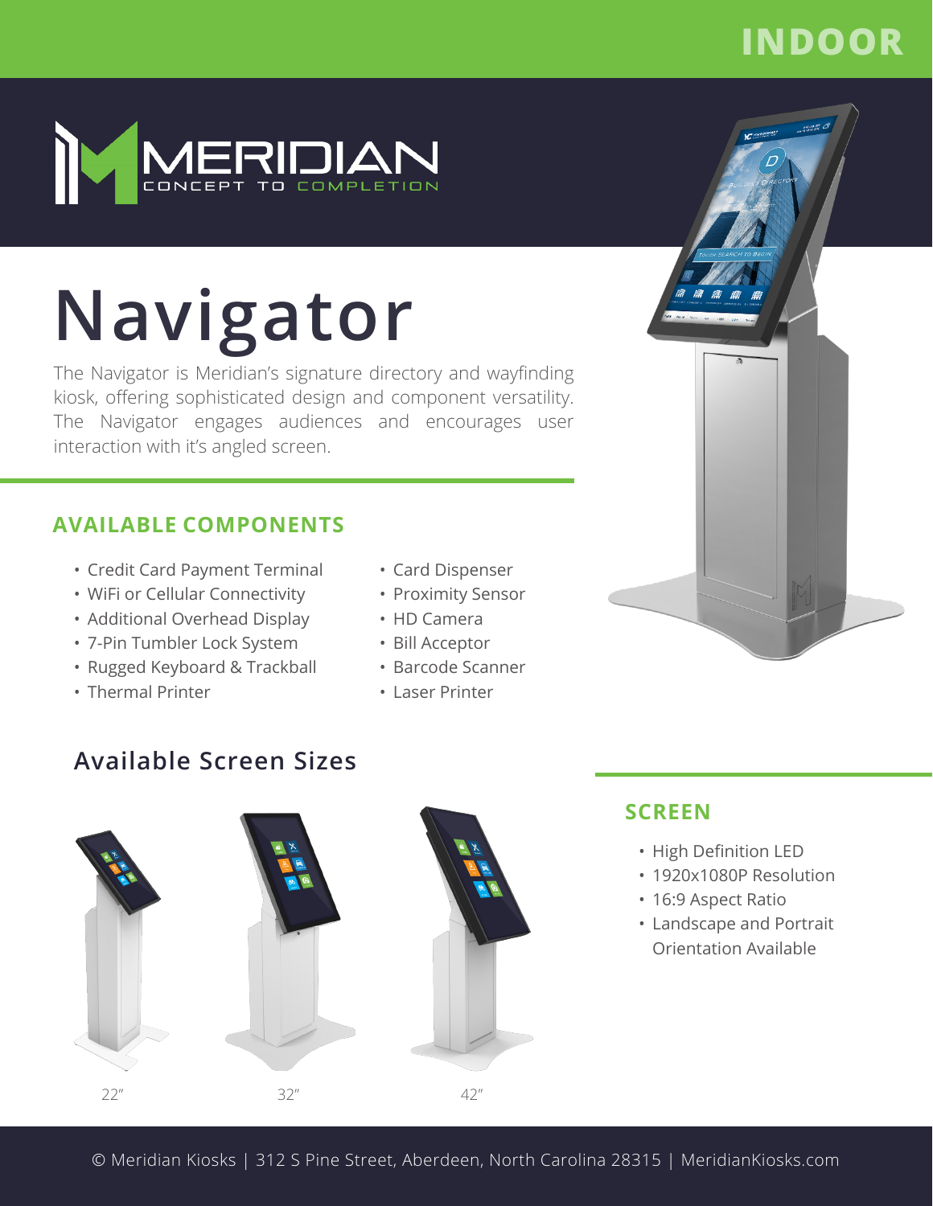INDOOR

MERIDIAN
CONCEPT TO COMPLETION

# Navigator

The Navigator is Meridian's signature directory and wayfinding kiosk, offering sophisticated design and component versatility. The Navigator engages audiences and encourages user interaction with it's angled screen.

## AVAILABLE COMPONENTS

- Credit Card Payment Terminal
- WiFi or Cellular Connectivity
- Additional Overhead Display
- 7-Pin Tumbler Lock System
- Rugged Keyboard & Trackball
- Thermal Printer
- Card Dispenser
- Proximity Sensor
- HD Camera
- Bill Acceptor
- Barcode Scanner
- Laser Printer

## Available Screen Sizes

22″

32″

42″

## SCREEN

- High Definition LED
- 1920x1080P Resolution
- 16:9 Aspect Ratio
- Landscape and Portrait Orientation Available

© Meridian Kiosks | 312 S Pine Street, Aberdeen, North Carolina 28315 | MeridianKiosks.com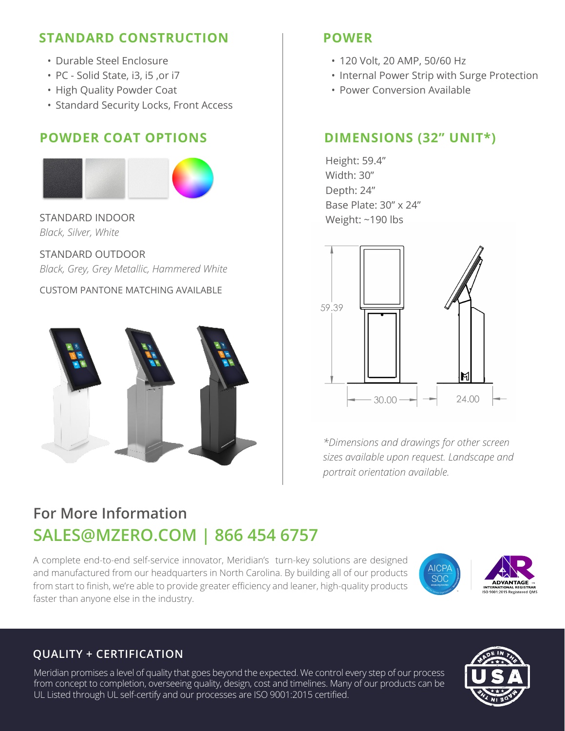## STANDARD CONSTRUCTION

- Durable Steel Enclosure
- PC - Solid State, i3, i5 ,or i7
- High Quality Powder Coat
- Standard Security Locks, Front Access

## POWDER COAT OPTIONS

STANDARD INDOOR
*Black, Silver, White*

STANDARD OUTDOOR
*Black, Grey, Grey Metallic, Hammered White*

CUSTOM PANTONE MATCHING AVAILABLE

## POWER

- 120 Volt, 20 AMP, 50/60 Hz
- Internal Power Strip with Surge Protection
- Power Conversion Available

## DIMENSIONS (32" UNIT*)

Height: 59.4"
Width: 30"
Depth: 24"
Base Plate: 30" x 24"
Weight: ~190 lbs

59.39
30.00
24.00

*\*Dimensions and drawings for other screen sizes available upon request. Landscape and portrait orientation available.*

## For More Information

## SALES@MZERO.COM | 866 454 6757

A complete end-to-end self-service innovator, Meridian's turn-key solutions are designed and manufactured from our headquarters in North Carolina. By building all of our products from start to finish, we're able to provide greater efficiency and leaner, high-quality products faster than anyone else in the industry.

AICPA SOC

ADVANTAGE INTERNATIONAL REGISTRAR ISO 9001:2015 Registered QMS

## QUALITY + CERTIFICATION

Meridian promises a level of quality that goes beyond the expected. We control every step of our process from concept to completion, overseeing quality, design, cost and timelines. Many of our products can be UL Listed through UL self-certify and our processes are ISO 9001:2015 certified.

MADE IN THE USA